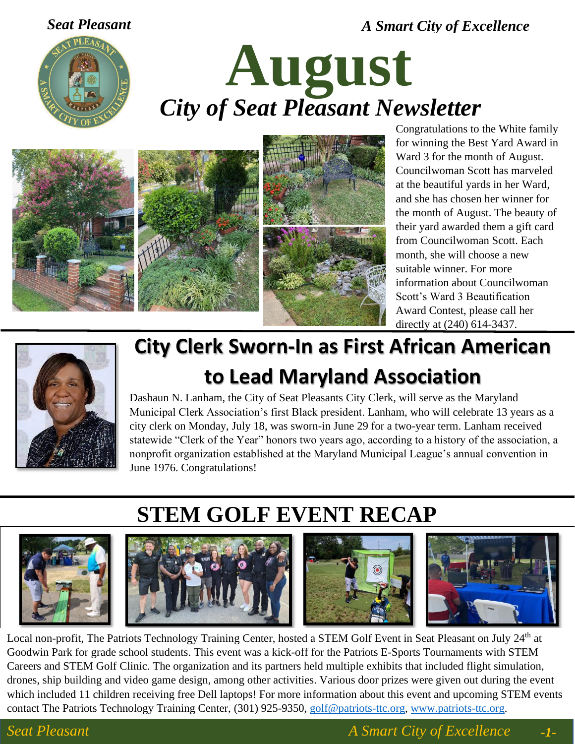# August

## City of Seat Pleasant Newsletter

Congratulations to the White family for winning the Best Yard Award in Ward 3 for the month of August. Councilwoman Scott has marveled at the beautiful yards in her Ward, and she has chosen her winner for the month of August. The beauty of their yard awarded them a gift card from Councilwoman Scott. Each month, she will choose a new suitable winner. For more information about Councilwoman Scott's Ward 3 Beautification Award Contest, please call her directly at (240) 614-3437.

## City Clerk Sworn-In as First African American to Lead Maryland Association

Dashaun N. Lanham, the City of Seat Pleasants City Clerk, will serve as the Maryland Municipal Clerk Association's first Black president. Lanham, who will celebrate 13 years as a city clerk on Monday, July 18, was sworn-in June 29 for a two-year term. Lanham received statewide "Clerk of the Year" honors two years ago, according to a history of the association, a nonprofit organization established at the Maryland Municipal League's annual convention in June 1976. Congratulations!

## STEM GOLF EVENT RECAP

Local non-profit, The Patriots Technology Training Center, hosted a STEM Golf Event in Seat Pleasant on July 24th at Goodwin Park for grade school students. This event was a kick-off for the Patriots E-Sports Tournaments with STEM Careers and STEM Golf Clinic. The organization and its partners held multiple exhibits that included flight simulation, drones, ship building and video game design, among other activities. Various door prizes were given out during the event which included 11 children receiving free Dell laptops! For more information about this event and upcoming STEM events contact The Patriots Technology Training Center, (301) 925-9350, golf@patriots-ttc.org, www.patriots-ttc.org.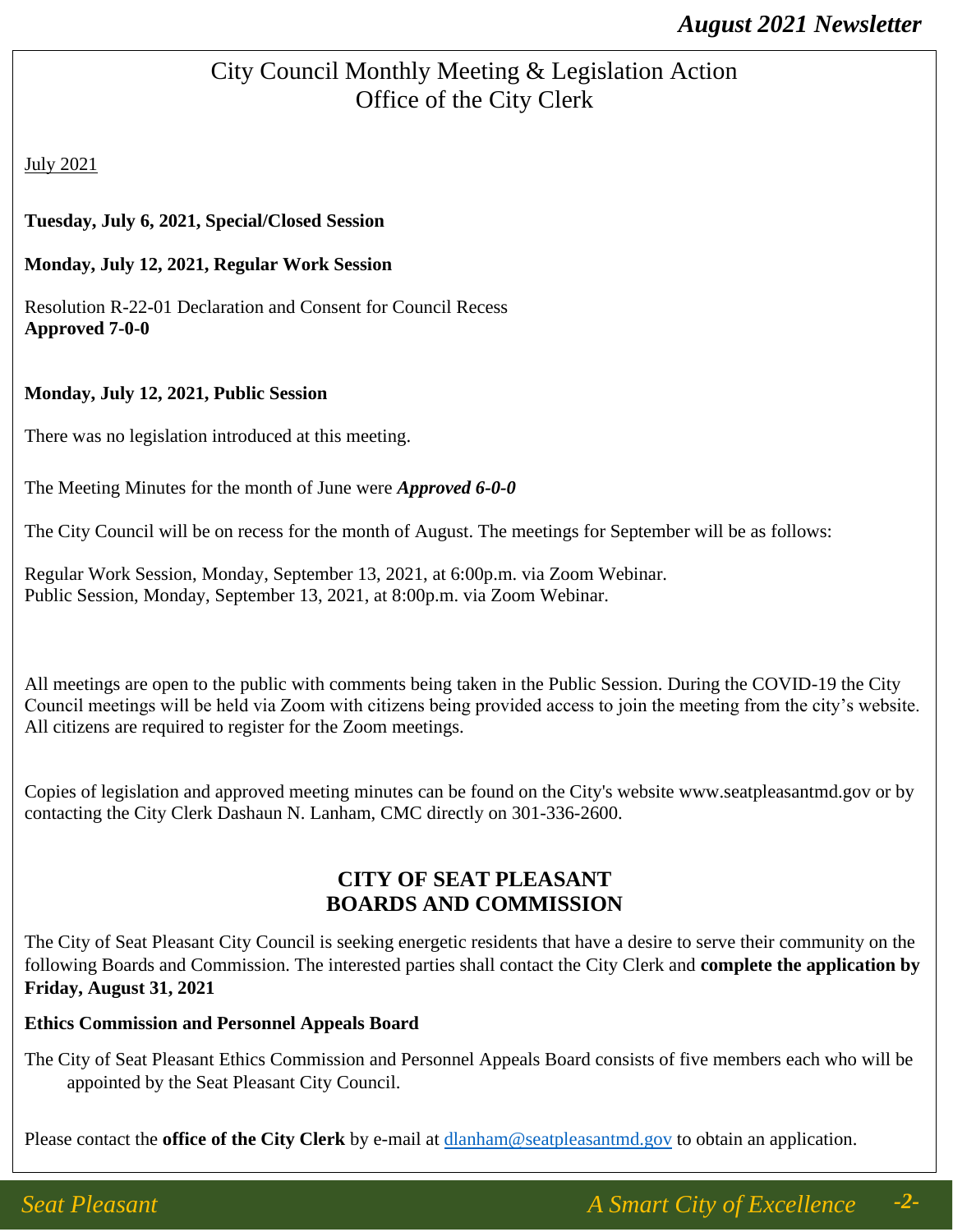# City Council Monthly Meeting & Legislation Action
## Office of the City Clerk

July 2021

**Tuesday, July 6, 2021, Special/Closed Session**

**Monday, July 12, 2021, Regular Work Session**

Resolution R-22-01 Declaration and Consent for Council Recess
**Approved 7-0-0**

**Monday, July 12, 2021, Public Session**

There was no legislation introduced at this meeting.

The Meeting Minutes for the month of June were ***Approved 6-0-0***

The City Council will be on recess for the month of August. The meetings for September will be as follows:

Regular Work Session, Monday, September 13, 2021, at 6:00p.m. via Zoom Webinar.
Public Session, Monday, September 13, 2021, at 8:00p.m. via Zoom Webinar.

All meetings are open to the public with comments being taken in the Public Session. During the COVID-19 the City Council meetings will be held via Zoom with citizens being provided access to join the meeting from the city's website. All citizens are required to register for the Zoom meetings.

Copies of legislation and approved meeting minutes can be found on the City's website www.seatpleasantmd.gov or by contacting the City Clerk Dashaun N. Lanham, CMC directly on 301-336-2600.

## CITY OF SEAT PLEASANT BOARDS AND COMMISSION

The City of Seat Pleasant City Council is seeking energetic residents that have a desire to serve their community on the following Boards and Commission. The interested parties shall contact the City Clerk and **complete the application by Friday, August 31, 2021**

**Ethics Commission and Personnel Appeals Board**

The City of Seat Pleasant Ethics Commission and Personnel Appeals Board consists of five members each who will be appointed by the Seat Pleasant City Council.

Please contact the **office of the City Clerk** by e-mail at dlanham@seatpleasantmd.gov to obtain an application.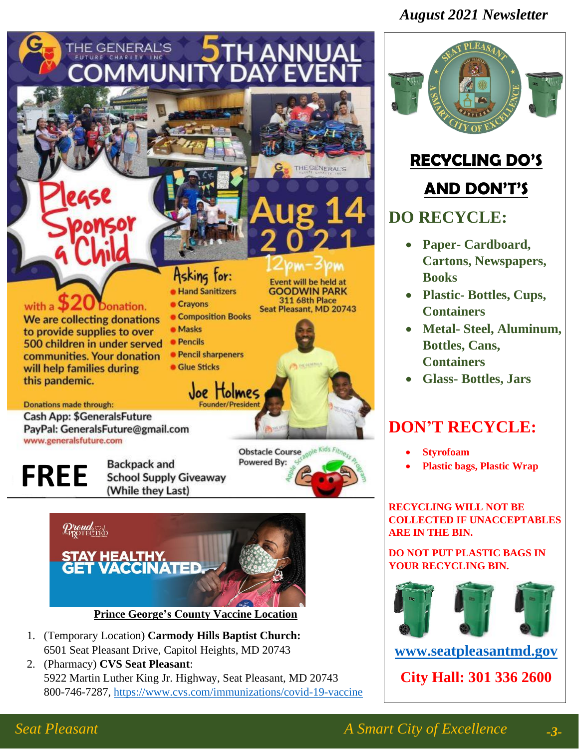# THE GENERAL'S 5TH ANNUAL COMMUNITY DAY EVENT

THE GENERAL'S FUTURE CHARITY INC

**Aug 14 2021**

**12pm-3pm**

Event will be held at
**GOODWIN PARK**
311 68th Place
Seat Pleasant, MD 20743

## Please Sponsor a Child

with a **$20** Donation.

We are collecting donations to provide supplies to over 500 children in under served communities. Your donation will help families during this pandemic.

**Asking for:**

- Hand Sanitizers
- Crayons
- Composition Books
- Masks
- Pencils
- Pencil sharpeners
- Glue Sticks

Joe Holmes
Founder/President

Donations made through:
Cash App: $GeneralsFuture
PayPal: GeneralsFuture@gmail.com
www.generalsfuture.com

**FREE** Backpack and School Supply Giveaway (While they Last)

Obstacle Course Powered By: Apple Scrapple Kids Fitness Program

---

Proud & Protected

**STAY HEALTHY. GET VACCINATED.**

**Prince George's County Vaccine Location**

1. (Temporary Location) **Carmody Hills Baptist Church:**
   6501 Seat Pleasant Drive, Capitol Heights, MD 20743
2. (Pharmacy) **CVS Seat Pleasant**:
   5922 Martin Luther King Jr. Highway, Seat Pleasant, MD 20743
   800-746-7287, https://www.cvs.com/immunizations/covid-19-vaccine

---

## RECYCLING DO'S AND DON'T'S

## DO RECYCLE:

- **Paper- Cardboard, Cartons, Newspapers, Books**
- **Plastic- Bottles, Cups, Containers**
- **Metal- Steel, Aluminum, Bottles, Cans, Containers**
- **Glass- Bottles, Jars**

## DON'T RECYCLE:

- **Styrofoam**
- **Plastic bags, Plastic Wrap**

**RECYCLING WILL NOT BE COLLECTED IF UNACCEPTABLES ARE IN THE BIN.**

**DO NOT PUT PLASTIC BAGS IN YOUR RECYCLING BIN.**

**www.seatpleasantmd.gov**

**City Hall: 301 336 2600**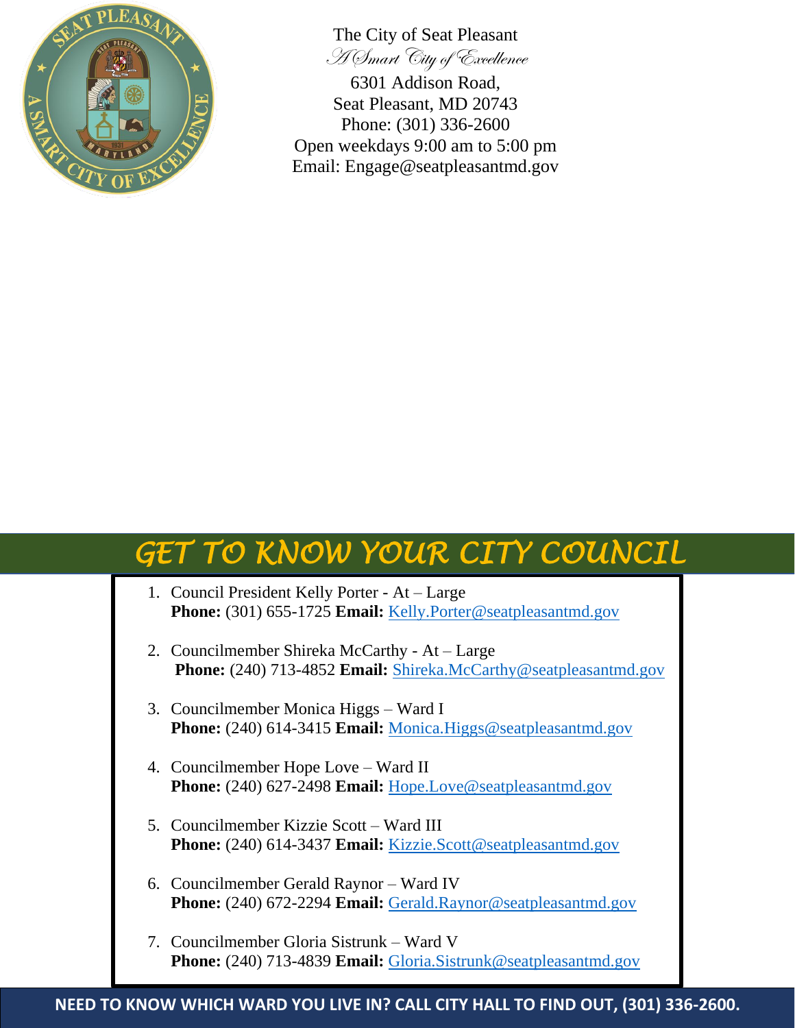The City of Seat Pleasant

*A Smart City of Excellence*

6301 Addison Road,
Seat Pleasant, MD 20743
Phone: (301) 336-2600
Open weekdays 9:00 am to 5:00 pm
Email: Engage@seatpleasantmd.gov

# GET TO KNOW YOUR CITY COUNCIL

1. Council President Kelly Porter - At – Large
   **Phone:** (301) 655-1725 **Email:** Kelly.Porter@seatpleasantmd.gov
2. Councilmember Shireka McCarthy - At – Large
   **Phone:** (240) 713-4852 **Email:** Shireka.McCarthy@seatpleasantmd.gov
3. Councilmember Monica Higgs – Ward I
   **Phone:** (240) 614-3415 **Email:** Monica.Higgs@seatpleasantmd.gov
4. Councilmember Hope Love – Ward II
   **Phone:** (240) 627-2498 **Email:** Hope.Love@seatpleasantmd.gov
5. Councilmember Kizzie Scott – Ward III
   **Phone:** (240) 614-3437 **Email:** Kizzie.Scott@seatpleasantmd.gov
6. Councilmember Gerald Raynor – Ward IV
   **Phone:** (240) 672-2294 **Email:** Gerald.Raynor@seatpleasantmd.gov
7. Councilmember Gloria Sistrunk – Ward V
   **Phone:** (240) 713-4839 **Email:** Gloria.Sistrunk@seatpleasantmd.gov

**NEED TO KNOW WHICH WARD YOU LIVE IN? CALL CITY HALL TO FIND OUT, (301) 336-2600.**